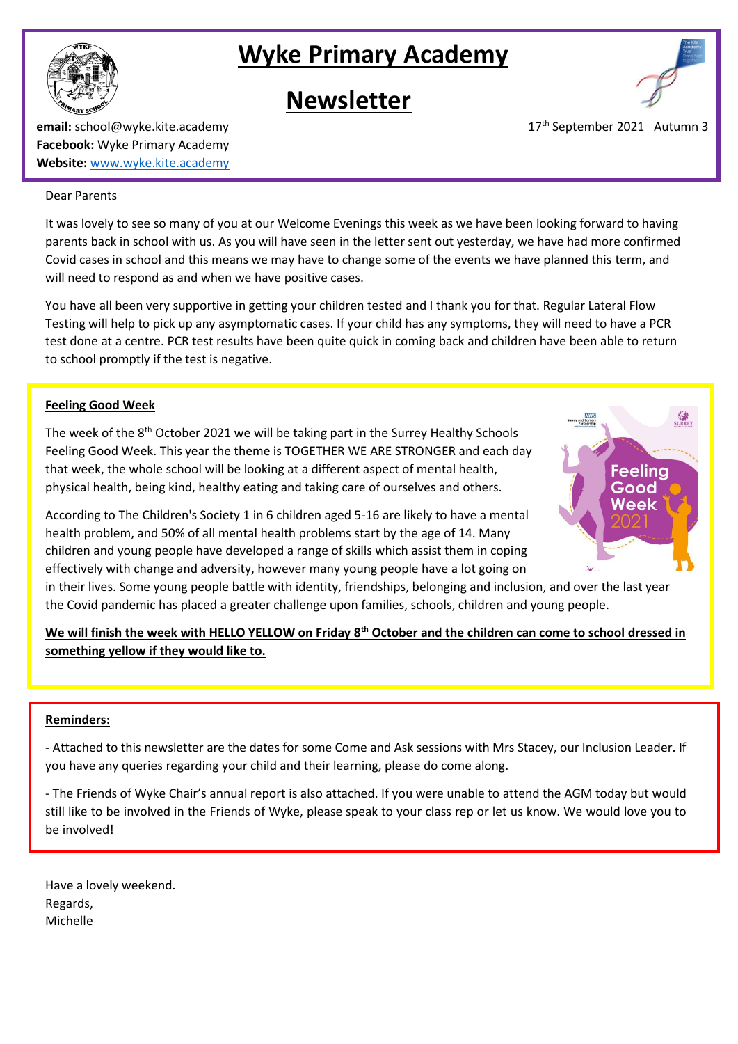# Wyke Primary Academy

# Newsletter

**email:** school@wyke.kite.academy
**Facebook:** Wyke Primary Academy
**Website:** [www.wyke.kite.academy](http://www.wyke.kite.academy)

17th September 2021 Autumn 3

Dear Parents

It was lovely to see so many of you at our Welcome Evenings this week as we have been looking forward to having parents back in school with us. As you will have seen in the letter sent out yesterday, we have had more confirmed Covid cases in school and this means we may have to change some of the events we have planned this term, and will need to respond as and when we have positive cases.

You have all been very supportive in getting your children tested and I thank you for that. Regular Lateral Flow Testing will help to pick up any asymptomatic cases. If your child has any symptoms, they will need to have a PCR test done at a centre. PCR test results have been quite quick in coming back and children have been able to return to school promptly if the test is negative.

**Feeling Good Week**

The week of the 8th October 2021 we will be taking part in the Surrey Healthy Schools Feeling Good Week. This year the theme is TOGETHER WE ARE STRONGER and each day that week, the whole school will be looking at a different aspect of mental health, physical health, being kind, healthy eating and taking care of ourselves and others.

According to The Children's Society 1 in 6 children aged 5-16 are likely to have a mental health problem, and 50% of all mental health problems start by the age of 14. Many children and young people have developed a range of skills which assist them in coping effectively with change and adversity, however many young people have a lot going on in their lives. Some young people battle with identity, friendships, belonging and inclusion, and over the last year the Covid pandemic has placed a greater challenge upon families, schools, children and young people.

**We will finish the week with HELLO YELLOW on Friday 8th October and the children can come to school dressed in something yellow if they would like to.**

**Reminders:**

- Attached to this newsletter are the dates for some Come and Ask sessions with Mrs Stacey, our Inclusion Leader. If you have any queries regarding your child and their learning, please do come along.

- The Friends of Wyke Chair's annual report is also attached. If you were unable to attend the AGM today but would still like to be involved in the Friends of Wyke, please speak to your class rep or let us know. We would love you to be involved!

Have a lovely weekend.
Regards,
Michelle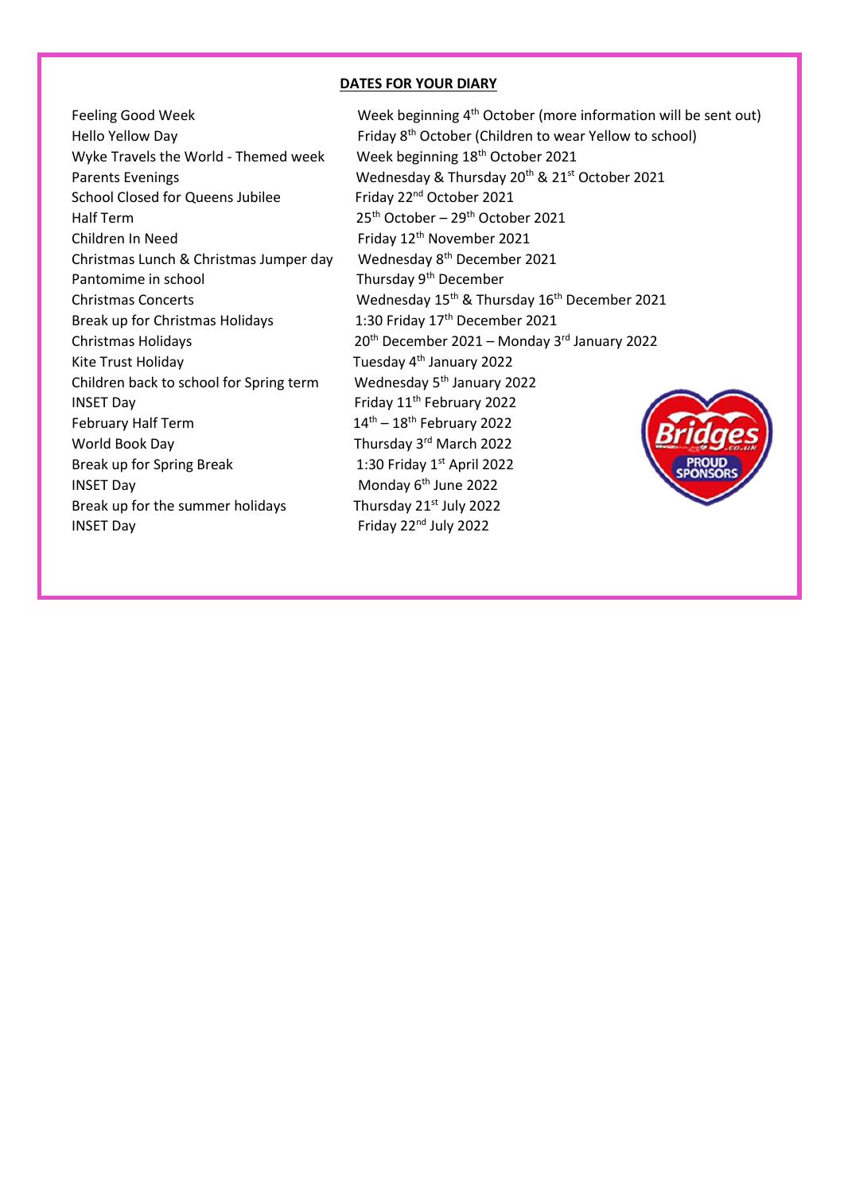**DATES FOR YOUR DIARY**

| | |
|---|---|
| Feeling Good Week | Week beginning 4th October (more information will be sent out) |
| Hello Yellow Day | Friday 8th October (Children to wear Yellow to school) |
| Wyke Travels the World - Themed week | Week beginning 18th October 2021 |
| Parents Evenings | Wednesday & Thursday 20th & 21st October 2021 |
| School Closed for Queens Jubilee | Friday 22nd October 2021 |
| Half Term | 25th October – 29th October 2021 |
| Children In Need | Friday 12th November 2021 |
| Christmas Lunch & Christmas Jumper day | Wednesday 8th December 2021 |
| Pantomime in school | Thursday 9th December |
| Christmas Concerts | Wednesday 15th & Thursday 16th December 2021 |
| Break up for Christmas Holidays | 1:30 Friday 17th December 2021 |
| Christmas Holidays | 20th December 2021 – Monday 3rd January 2022 |
| Kite Trust Holiday | Tuesday 4th January 2022 |
| Children back to school for Spring term | Wednesday 5th January 2022 |
| INSET Day | Friday 11th February 2022 |
| February Half Term | 14th – 18th February 2022 |
| World Book Day | Thursday 3rd March 2022 |
| Break up for Spring Break | 1:30 Friday 1st April 2022 |
| INSET Day | Monday 6th June 2022 |
| Break up for the summer holidays | Thursday 21st July 2022 |
| INSET Day | Friday 22nd July 2022 |

Bridges.co.uk PROUD SPONSORS